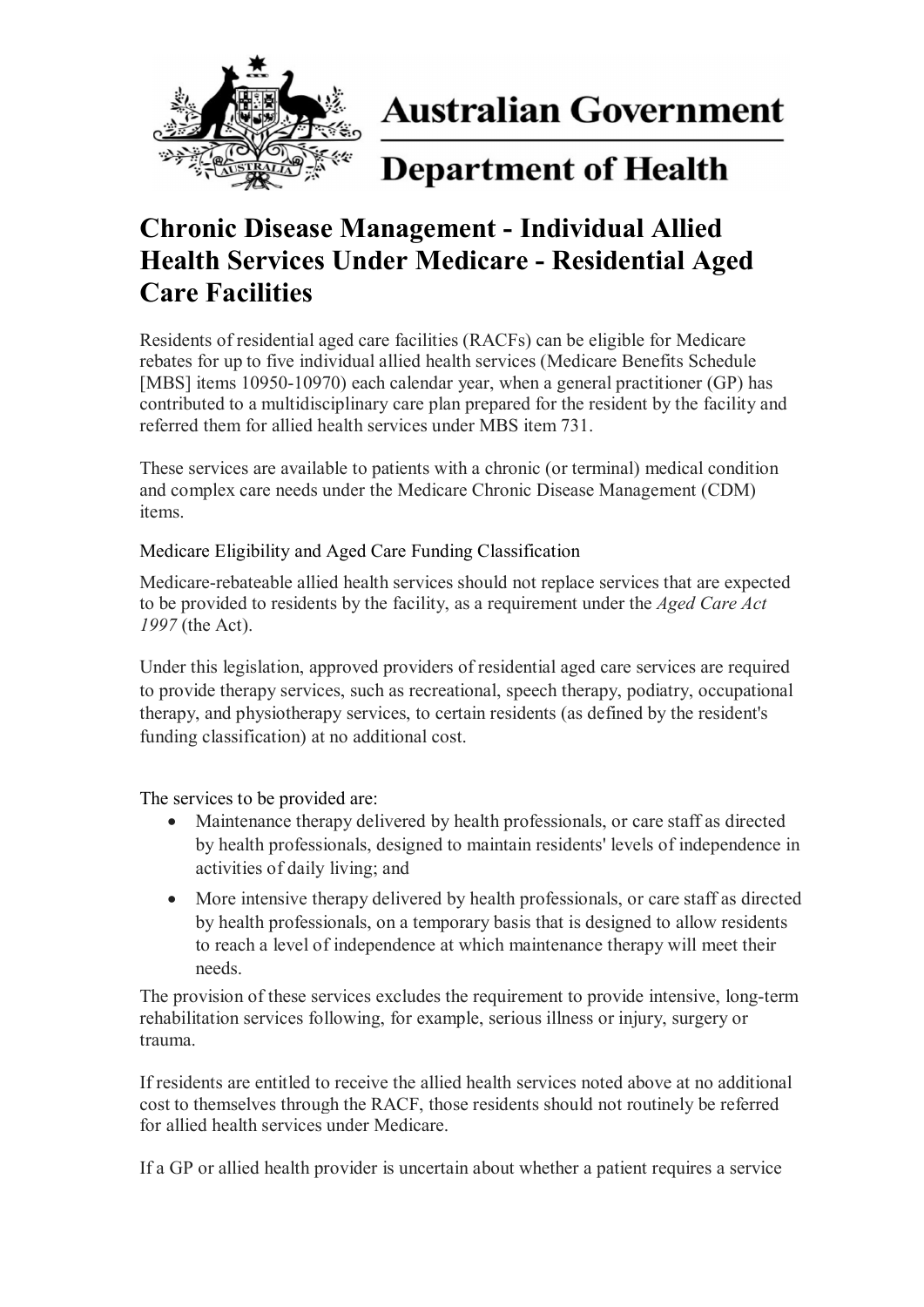Australian Government

Department of Health

# Chronic Disease Management - Individual Allied Health Services Under Medicare - Residential Aged Care Facilities

Residents of residential aged care facilities (RACFs) can be eligible for Medicare rebates for up to five individual allied health services (Medicare Benefits Schedule [MBS] items 10950-10970) each calendar year, when a general practitioner (GP) has contributed to a multidisciplinary care plan prepared for the resident by the facility and referred them for allied health services under MBS item 731.

These services are available to patients with a chronic (or terminal) medical condition and complex care needs under the Medicare Chronic Disease Management (CDM) items.

## Medicare Eligibility and Aged Care Funding Classification

Medicare-rebateable allied health services should not replace services that are expected to be provided to residents by the facility, as a requirement under the *Aged Care Act 1997* (the Act).

Under this legislation, approved providers of residential aged care services are required to provide therapy services, such as recreational, speech therapy, podiatry, occupational therapy, and physiotherapy services, to certain residents (as defined by the resident's funding classification) at no additional cost.

The services to be provided are:

- Maintenance therapy delivered by health professionals, or care staff as directed by health professionals, designed to maintain residents' levels of independence in activities of daily living; and
- More intensive therapy delivered by health professionals, or care staff as directed by health professionals, on a temporary basis that is designed to allow residents to reach a level of independence at which maintenance therapy will meet their needs.

The provision of these services excludes the requirement to provide intensive, long-term rehabilitation services following, for example, serious illness or injury, surgery or trauma.

If residents are entitled to receive the allied health services noted above at no additional cost to themselves through the RACF, those residents should not routinely be referred for allied health services under Medicare.

If a GP or allied health provider is uncertain about whether a patient requires a service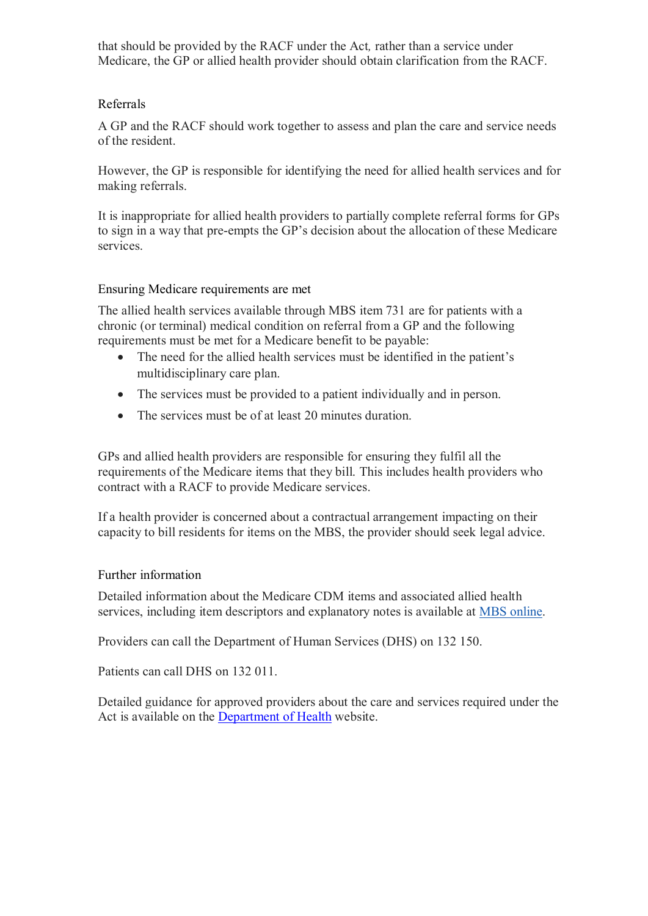that should be provided by the RACF under the Act, rather than a service under Medicare, the GP or allied health provider should obtain clarification from the RACF.

## Referrals

A GP and the RACF should work together to assess and plan the care and service needs of the resident.

However, the GP is responsible for identifying the need for allied health services and for making referrals.

It is inappropriate for allied health providers to partially complete referral forms for GPs to sign in a way that pre-empts the GP's decision about the allocation of these Medicare services.

## Ensuring Medicare requirements are met

The allied health services available through MBS item 731 are for patients with a chronic (or terminal) medical condition on referral from a GP and the following requirements must be met for a Medicare benefit to be payable:

- The need for the allied health services must be identified in the patient's multidisciplinary care plan.
- The services must be provided to a patient individually and in person.
- The services must be of at least 20 minutes duration.

GPs and allied health providers are responsible for ensuring they fulfil all the requirements of the Medicare items that they bill. This includes health providers who contract with a RACF to provide Medicare services.

If a health provider is concerned about a contractual arrangement impacting on their capacity to bill residents for items on the MBS, the provider should seek legal advice.

## Further information

Detailed information about the Medicare CDM items and associated allied health services, including item descriptors and explanatory notes is available at [MBS online](MBS online).

Providers can call the Department of Human Services (DHS) on 132 150.

Patients can call DHS on 132 011.

Detailed guidance for approved providers about the care and services required under the Act is available on the [Department of Health](Department of Health) website.